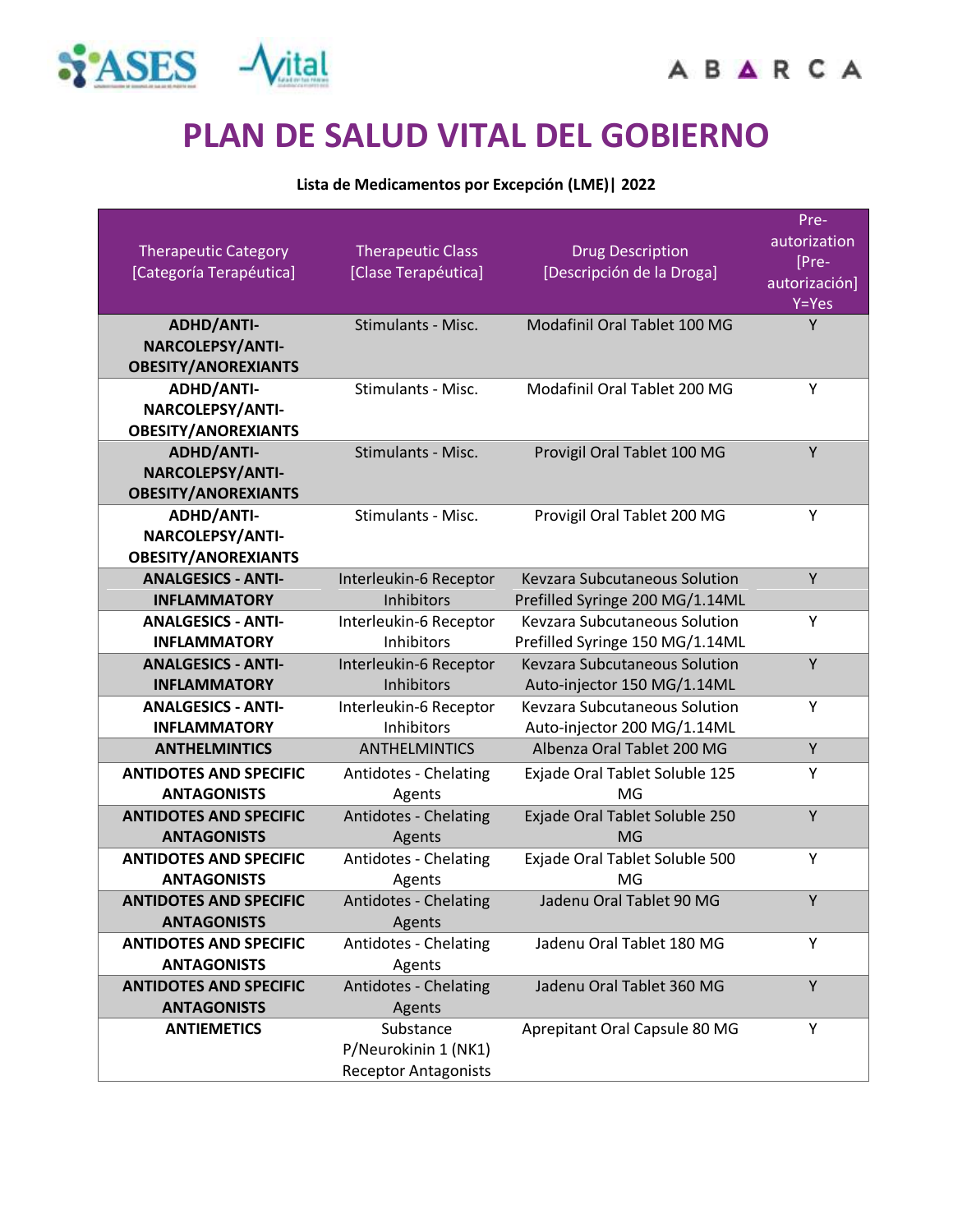# PLAN DE SALUD VITAL DEL GOBIERNO

**Lista de Medicamentos por Excepción (LME)| 2022**

| Therapeutic Category [Categoría Terapéutica] | Therapeutic Class [Clase Terapéutica] | Drug Description [Descripción de la Droga] | Pre-autorización [Pre-autorización] Y=Yes |
|---|---|---|---|
| **ADHD/ANTI-NARCOLEPSY/ANTI-OBESITY/ANOREXIANTS** | Stimulants - Misc. | Modafinil Oral Tablet 100 MG | Y |
| **ADHD/ANTI-NARCOLEPSY/ANTI-OBESITY/ANOREXIANTS** | Stimulants - Misc. | Modafinil Oral Tablet 200 MG | Y |
| **ADHD/ANTI-NARCOLEPSY/ANTI-OBESITY/ANOREXIANTS** | Stimulants - Misc. | Provigil Oral Tablet 100 MG | Y |
| **ADHD/ANTI-NARCOLEPSY/ANTI-OBESITY/ANOREXIANTS** | Stimulants - Misc. | Provigil Oral Tablet 200 MG | Y |
| **ANALGESICS - ANTI-INFLAMMATORY** | Interleukin-6 Receptor Inhibitors | Kevzara Subcutaneous Solution Prefilled Syringe 200 MG/1.14ML | Y |
| **ANALGESICS - ANTI-INFLAMMATORY** | Interleukin-6 Receptor Inhibitors | Kevzara Subcutaneous Solution Prefilled Syringe 150 MG/1.14ML | Y |
| **ANALGESICS - ANTI-INFLAMMATORY** | Interleukin-6 Receptor Inhibitors | Kevzara Subcutaneous Solution Auto-injector 150 MG/1.14ML | Y |
| **ANALGESICS - ANTI-INFLAMMATORY** | Interleukin-6 Receptor Inhibitors | Kevzara Subcutaneous Solution Auto-injector 200 MG/1.14ML | Y |
| **ANTHELMINTICS** | ANTHELMINTICS | Albenza Oral Tablet 200 MG | Y |
| **ANTIDOTES AND SPECIFIC ANTAGONISTS** | Antidotes - Chelating Agents | Exjade Oral Tablet Soluble 125 MG | Y |
| **ANTIDOTES AND SPECIFIC ANTAGONISTS** | Antidotes - Chelating Agents | Exjade Oral Tablet Soluble 250 MG | Y |
| **ANTIDOTES AND SPECIFIC ANTAGONISTS** | Antidotes - Chelating Agents | Exjade Oral Tablet Soluble 500 MG | Y |
| **ANTIDOTES AND SPECIFIC ANTAGONISTS** | Antidotes - Chelating Agents | Jadenu Oral Tablet 90 MG | Y |
| **ANTIDOTES AND SPECIFIC ANTAGONISTS** | Antidotes - Chelating Agents | Jadenu Oral Tablet 180 MG | Y |
| **ANTIDOTES AND SPECIFIC ANTAGONISTS** | Antidotes - Chelating Agents | Jadenu Oral Tablet 360 MG | Y |
| **ANTIEMETICS** | Substance P/Neurokinin 1 (NK1) Receptor Antagonists | Aprepitant Oral Capsule 80 MG | Y |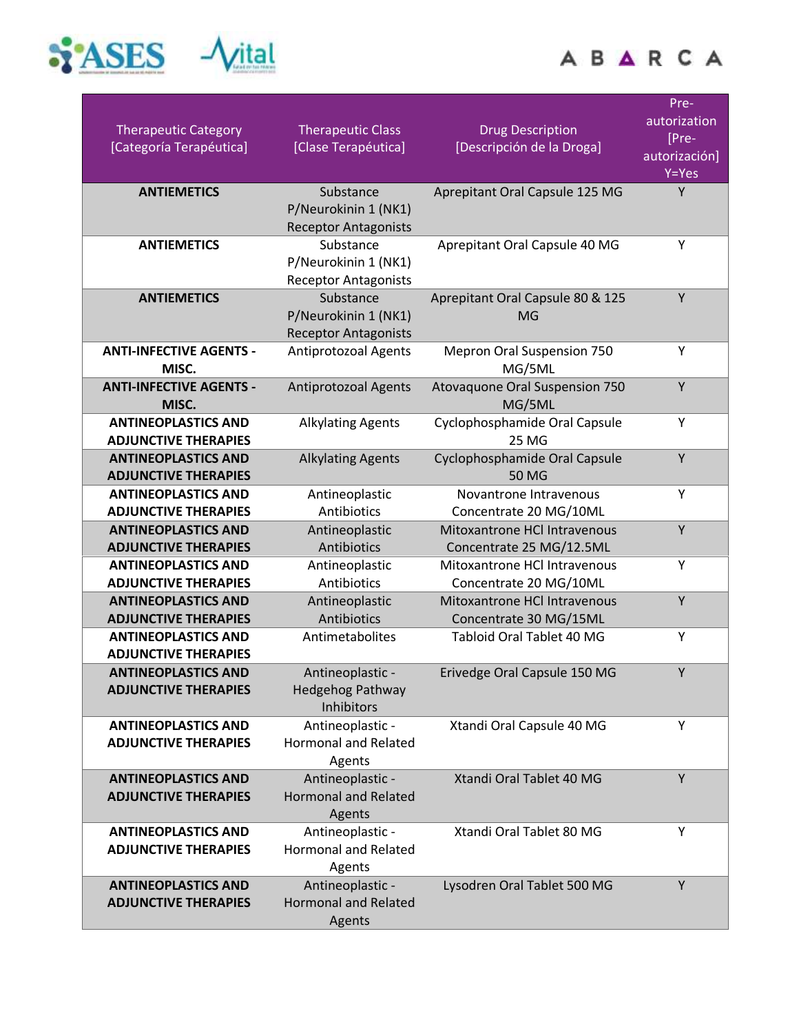| Therapeutic Category [Categoría Terapéutica] | Therapeutic Class [Clase Terapéutica] | Drug Description [Descripción de la Droga] | Pre-autorization [Pre-autorización] Y=Yes |
|---|---|---|---|
| **ANTIEMETICS** | Substance P/Neurokinin 1 (NK1) Receptor Antagonists | Aprepitant Oral Capsule 125 MG | Y |
| **ANTIEMETICS** | Substance P/Neurokinin 1 (NK1) Receptor Antagonists | Aprepitant Oral Capsule 40 MG | Y |
| **ANTIEMETICS** | Substance P/Neurokinin 1 (NK1) Receptor Antagonists | Aprepitant Oral Capsule 80 & 125 MG | Y |
| **ANTI-INFECTIVE AGENTS - MISC.** | Antiprotozoal Agents | Mepron Oral Suspension 750 MG/5ML | Y |
| **ANTI-INFECTIVE AGENTS - MISC.** | Antiprotozoal Agents | Atovaquone Oral Suspension 750 MG/5ML | Y |
| **ANTINEOPLASTICS AND ADJUNCTIVE THERAPIES** | Alkylating Agents | Cyclophosphamide Oral Capsule 25 MG | Y |
| **ANTINEOPLASTICS AND ADJUNCTIVE THERAPIES** | Alkylating Agents | Cyclophosphamide Oral Capsule 50 MG | Y |
| **ANTINEOPLASTICS AND ADJUNCTIVE THERAPIES** | Antineoplastic Antibiotics | Novantrone Intravenous Concentrate 20 MG/10ML | Y |
| **ANTINEOPLASTICS AND ADJUNCTIVE THERAPIES** | Antineoplastic Antibiotics | Mitoxantrone HCl Intravenous Concentrate 25 MG/12.5ML | Y |
| **ANTINEOPLASTICS AND ADJUNCTIVE THERAPIES** | Antineoplastic Antibiotics | Mitoxantrone HCl Intravenous Concentrate 20 MG/10ML | Y |
| **ANTINEOPLASTICS AND ADJUNCTIVE THERAPIES** | Antineoplastic Antibiotics | Mitoxantrone HCl Intravenous Concentrate 30 MG/15ML | Y |
| **ANTINEOPLASTICS AND ADJUNCTIVE THERAPIES** | Antimetabolites | Tabloid Oral Tablet 40 MG | Y |
| **ANTINEOPLASTICS AND ADJUNCTIVE THERAPIES** | Antineoplastic - Hedgehog Pathway Inhibitors | Erivedge Oral Capsule 150 MG | Y |
| **ANTINEOPLASTICS AND ADJUNCTIVE THERAPIES** | Antineoplastic - Hormonal and Related Agents | Xtandi Oral Capsule 40 MG | Y |
| **ANTINEOPLASTICS AND ADJUNCTIVE THERAPIES** | Antineoplastic - Hormonal and Related Agents | Xtandi Oral Tablet 40 MG | Y |
| **ANTINEOPLASTICS AND ADJUNCTIVE THERAPIES** | Antineoplastic - Hormonal and Related Agents | Xtandi Oral Tablet 80 MG | Y |
| **ANTINEOPLASTICS AND ADJUNCTIVE THERAPIES** | Antineoplastic - Hormonal and Related Agents | Lysodren Oral Tablet 500 MG | Y |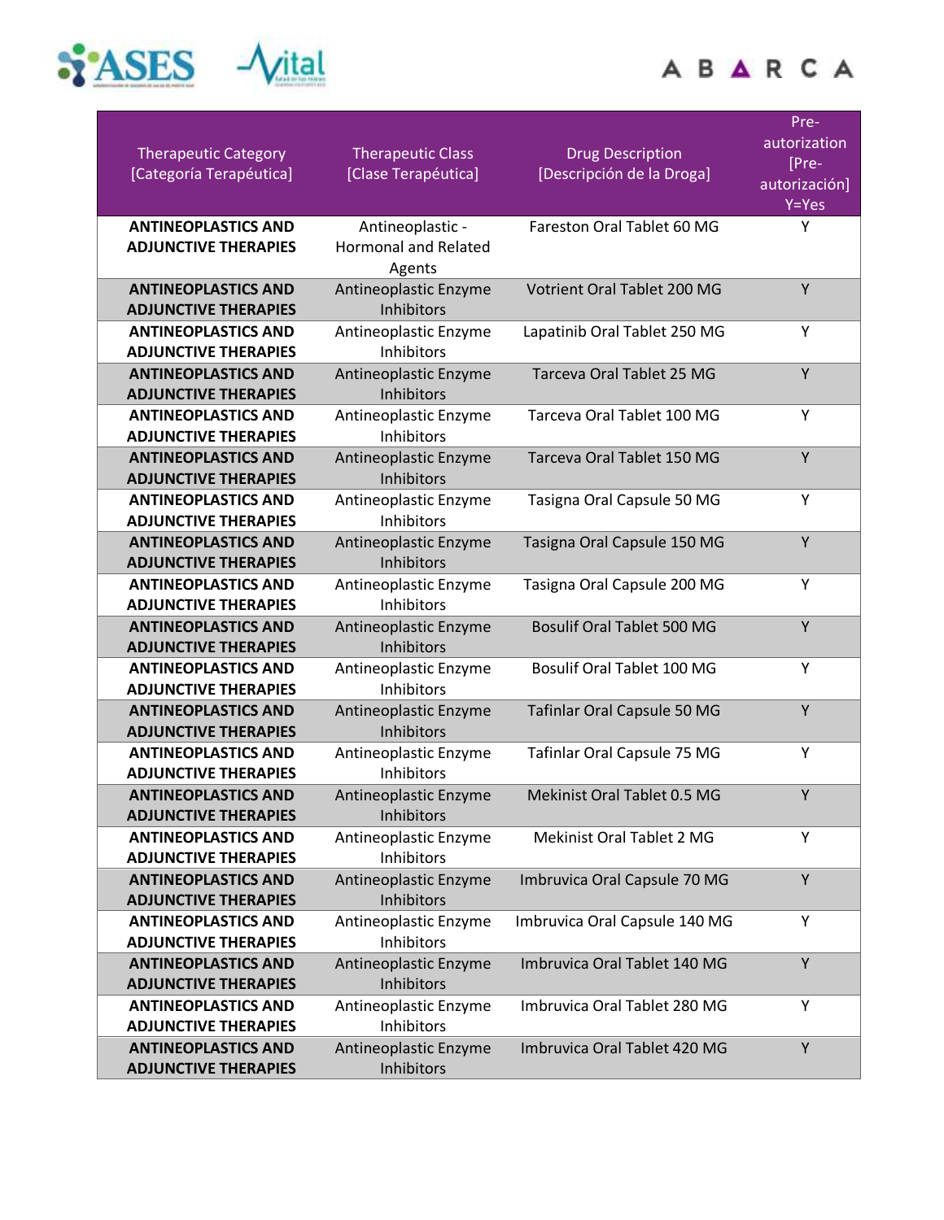| Therapeutic Category [Categoría Terapéutica] | Therapeutic Class [Clase Terapéutica] | Drug Description [Descripción de la Droga] | Pre-autorization [Pre-autorización] Y=Yes |
|---|---|---|---|
| **ANTINEOPLASTICS AND ADJUNCTIVE THERAPIES** | Antineoplastic - Hormonal and Related Agents | Fareston Oral Tablet 60 MG | Y |
| **ANTINEOPLASTICS AND ADJUNCTIVE THERAPIES** | Antineoplastic Enzyme Inhibitors | Votrient Oral Tablet 200 MG | Y |
| **ANTINEOPLASTICS AND ADJUNCTIVE THERAPIES** | Antineoplastic Enzyme Inhibitors | Lapatinib Oral Tablet 250 MG | Y |
| **ANTINEOPLASTICS AND ADJUNCTIVE THERAPIES** | Antineoplastic Enzyme Inhibitors | Tarceva Oral Tablet 25 MG | Y |
| **ANTINEOPLASTICS AND ADJUNCTIVE THERAPIES** | Antineoplastic Enzyme Inhibitors | Tarceva Oral Tablet 100 MG | Y |
| **ANTINEOPLASTICS AND ADJUNCTIVE THERAPIES** | Antineoplastic Enzyme Inhibitors | Tarceva Oral Tablet 150 MG | Y |
| **ANTINEOPLASTICS AND ADJUNCTIVE THERAPIES** | Antineoplastic Enzyme Inhibitors | Tasigna Oral Capsule 50 MG | Y |
| **ANTINEOPLASTICS AND ADJUNCTIVE THERAPIES** | Antineoplastic Enzyme Inhibitors | Tasigna Oral Capsule 150 MG | Y |
| **ANTINEOPLASTICS AND ADJUNCTIVE THERAPIES** | Antineoplastic Enzyme Inhibitors | Tasigna Oral Capsule 200 MG | Y |
| **ANTINEOPLASTICS AND ADJUNCTIVE THERAPIES** | Antineoplastic Enzyme Inhibitors | Bosulif Oral Tablet 500 MG | Y |
| **ANTINEOPLASTICS AND ADJUNCTIVE THERAPIES** | Antineoplastic Enzyme Inhibitors | Bosulif Oral Tablet 100 MG | Y |
| **ANTINEOPLASTICS AND ADJUNCTIVE THERAPIES** | Antineoplastic Enzyme Inhibitors | Tafinlar Oral Capsule 50 MG | Y |
| **ANTINEOPLASTICS AND ADJUNCTIVE THERAPIES** | Antineoplastic Enzyme Inhibitors | Tafinlar Oral Capsule 75 MG | Y |
| **ANTINEOPLASTICS AND ADJUNCTIVE THERAPIES** | Antineoplastic Enzyme Inhibitors | Mekinist Oral Tablet 0.5 MG | Y |
| **ANTINEOPLASTICS AND ADJUNCTIVE THERAPIES** | Antineoplastic Enzyme Inhibitors | Mekinist Oral Tablet 2 MG | Y |
| **ANTINEOPLASTICS AND ADJUNCTIVE THERAPIES** | Antineoplastic Enzyme Inhibitors | Imbruvica Oral Capsule 70 MG | Y |
| **ANTINEOPLASTICS AND ADJUNCTIVE THERAPIES** | Antineoplastic Enzyme Inhibitors | Imbruvica Oral Capsule 140 MG | Y |
| **ANTINEOPLASTICS AND ADJUNCTIVE THERAPIES** | Antineoplastic Enzyme Inhibitors | Imbruvica Oral Tablet 140 MG | Y |
| **ANTINEOPLASTICS AND ADJUNCTIVE THERAPIES** | Antineoplastic Enzyme Inhibitors | Imbruvica Oral Tablet 280 MG | Y |
| **ANTINEOPLASTICS AND ADJUNCTIVE THERAPIES** | Antineoplastic Enzyme Inhibitors | Imbruvica Oral Tablet 420 MG | Y |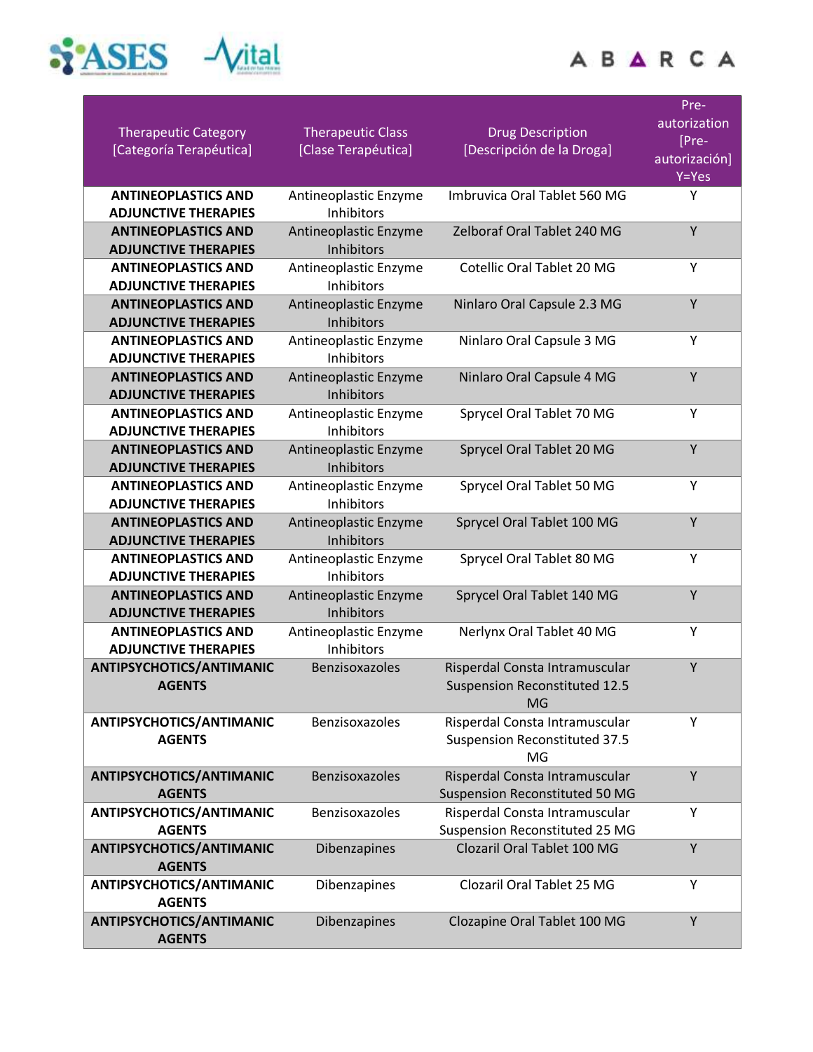| Therapeutic Category [Categoría Terapéutica] | Therapeutic Class [Clase Terapéutica] | Drug Description [Descripción de la Droga] | Pre-autorization [Pre-autorización] Y=Yes |
|---|---|---|---|
| **ANTINEOPLASTICS AND ADJUNCTIVE THERAPIES** | Antineoplastic Enzyme Inhibitors | Imbruvica Oral Tablet 560 MG | Y |
| **ANTINEOPLASTICS AND ADJUNCTIVE THERAPIES** | Antineoplastic Enzyme Inhibitors | Zelboraf Oral Tablet 240 MG | Y |
| **ANTINEOPLASTICS AND ADJUNCTIVE THERAPIES** | Antineoplastic Enzyme Inhibitors | Cotellic Oral Tablet 20 MG | Y |
| **ANTINEOPLASTICS AND ADJUNCTIVE THERAPIES** | Antineoplastic Enzyme Inhibitors | Ninlaro Oral Capsule 2.3 MG | Y |
| **ANTINEOPLASTICS AND ADJUNCTIVE THERAPIES** | Antineoplastic Enzyme Inhibitors | Ninlaro Oral Capsule 3 MG | Y |
| **ANTINEOPLASTICS AND ADJUNCTIVE THERAPIES** | Antineoplastic Enzyme Inhibitors | Ninlaro Oral Capsule 4 MG | Y |
| **ANTINEOPLASTICS AND ADJUNCTIVE THERAPIES** | Antineoplastic Enzyme Inhibitors | Sprycel Oral Tablet 70 MG | Y |
| **ANTINEOPLASTICS AND ADJUNCTIVE THERAPIES** | Antineoplastic Enzyme Inhibitors | Sprycel Oral Tablet 20 MG | Y |
| **ANTINEOPLASTICS AND ADJUNCTIVE THERAPIES** | Antineoplastic Enzyme Inhibitors | Sprycel Oral Tablet 50 MG | Y |
| **ANTINEOPLASTICS AND ADJUNCTIVE THERAPIES** | Antineoplastic Enzyme Inhibitors | Sprycel Oral Tablet 100 MG | Y |
| **ANTINEOPLASTICS AND ADJUNCTIVE THERAPIES** | Antineoplastic Enzyme Inhibitors | Sprycel Oral Tablet 80 MG | Y |
| **ANTINEOPLASTICS AND ADJUNCTIVE THERAPIES** | Antineoplastic Enzyme Inhibitors | Sprycel Oral Tablet 140 MG | Y |
| **ANTINEOPLASTICS AND ADJUNCTIVE THERAPIES** | Antineoplastic Enzyme Inhibitors | Nerlynx Oral Tablet 40 MG | Y |
| **ANTIPSYCHOTICS/ANTIMANIC AGENTS** | Benzisoxazoles | Risperdal Consta Intramuscular Suspension Reconstituted 12.5 MG | Y |
| **ANTIPSYCHOTICS/ANTIMANIC AGENTS** | Benzisoxazoles | Risperdal Consta Intramuscular Suspension Reconstituted 37.5 MG | Y |
| **ANTIPSYCHOTICS/ANTIMANIC AGENTS** | Benzisoxazoles | Risperdal Consta Intramuscular Suspension Reconstituted 50 MG | Y |
| **ANTIPSYCHOTICS/ANTIMANIC AGENTS** | Benzisoxazoles | Risperdal Consta Intramuscular Suspension Reconstituted 25 MG | Y |
| **ANTIPSYCHOTICS/ANTIMANIC AGENTS** | Dibenzapines | Clozaril Oral Tablet 100 MG | Y |
| **ANTIPSYCHOTICS/ANTIMANIC AGENTS** | Dibenzapines | Clozaril Oral Tablet 25 MG | Y |
| **ANTIPSYCHOTICS/ANTIMANIC AGENTS** | Dibenzapines | Clozapine Oral Tablet 100 MG | Y |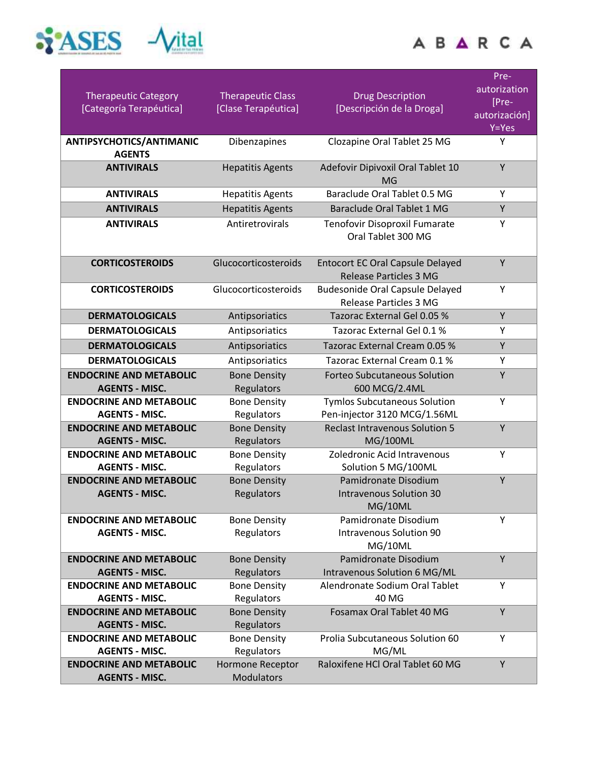| Therapeutic Category [Categoría Terapéutica] | Therapeutic Class [Clase Terapéutica] | Drug Description [Descripción de la Droga] | Pre-autorization [Pre-autorización] Y=Yes |
|---|---|---|---|
| **ANTIPSYCHOTICS/ANTIMANIC AGENTS** | Dibenzapines | Clozapine Oral Tablet 25 MG | Y |
| **ANTIVIRALS** | Hepatitis Agents | Adefovir Dipivoxil Oral Tablet 10 MG | Y |
| **ANTIVIRALS** | Hepatitis Agents | Baraclude Oral Tablet 0.5 MG | Y |
| **ANTIVIRALS** | Hepatitis Agents | Baraclude Oral Tablet 1 MG | Y |
| **ANTIVIRALS** | Antiretrovirals | Tenofovir Disoproxil Fumarate Oral Tablet 300 MG | Y |
| **CORTICOSTEROIDS** | Glucocorticosteroids | Entocort EC Oral Capsule Delayed Release Particles 3 MG | Y |
| **CORTICOSTEROIDS** | Glucocorticosteroids | Budesonide Oral Capsule Delayed Release Particles 3 MG | Y |
| **DERMATOLOGICALS** | Antipsoriatics | Tazorac External Gel 0.05 % | Y |
| **DERMATOLOGICALS** | Antipsoriatics | Tazorac External Gel 0.1 % | Y |
| **DERMATOLOGICALS** | Antipsoriatics | Tazorac External Cream 0.05 % | Y |
| **DERMATOLOGICALS** | Antipsoriatics | Tazorac External Cream 0.1 % | Y |
| **ENDOCRINE AND METABOLIC AGENTS - MISC.** | Bone Density Regulators | Forteo Subcutaneous Solution 600 MCG/2.4ML | Y |
| **ENDOCRINE AND METABOLIC AGENTS - MISC.** | Bone Density Regulators | Tymlos Subcutaneous Solution Pen-injector 3120 MCG/1.56ML | Y |
| **ENDOCRINE AND METABOLIC AGENTS - MISC.** | Bone Density Regulators | Reclast Intravenous Solution 5 MG/100ML | Y |
| **ENDOCRINE AND METABOLIC AGENTS - MISC.** | Bone Density Regulators | Zoledronic Acid Intravenous Solution 5 MG/100ML | Y |
| **ENDOCRINE AND METABOLIC AGENTS - MISC.** | Bone Density Regulators | Pamidronate Disodium Intravenous Solution 30 MG/10ML | Y |
| **ENDOCRINE AND METABOLIC AGENTS - MISC.** | Bone Density Regulators | Pamidronate Disodium Intravenous Solution 90 MG/10ML | Y |
| **ENDOCRINE AND METABOLIC AGENTS - MISC.** | Bone Density Regulators | Pamidronate Disodium Intravenous Solution 6 MG/ML | Y |
| **ENDOCRINE AND METABOLIC AGENTS - MISC.** | Bone Density Regulators | Alendronate Sodium Oral Tablet 40 MG | Y |
| **ENDOCRINE AND METABOLIC AGENTS - MISC.** | Bone Density Regulators | Fosamax Oral Tablet 40 MG | Y |
| **ENDOCRINE AND METABOLIC AGENTS - MISC.** | Bone Density Regulators | Prolia Subcutaneous Solution 60 MG/ML | Y |
| **ENDOCRINE AND METABOLIC AGENTS - MISC.** | Hormone Receptor Modulators | Raloxifene HCl Oral Tablet 60 MG | Y |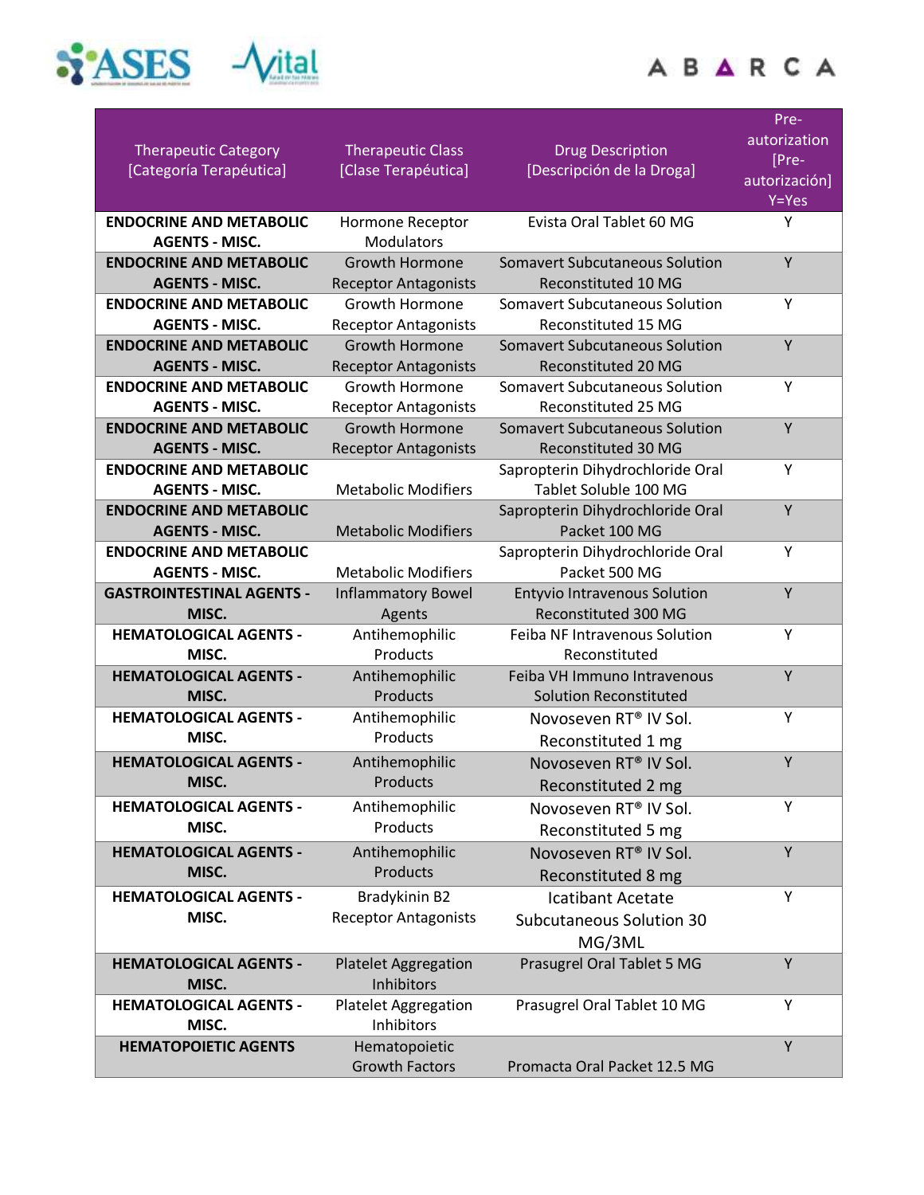| Therapeutic Category [Categoría Terapéutica] | Therapeutic Class [Clase Terapéutica] | Drug Description [Descripción de la Droga] | Pre-autorization [Pre-autorización] Y=Yes |
|---|---|---|---|
| **ENDOCRINE AND METABOLIC AGENTS - MISC.** | Hormone Receptor Modulators | Evista Oral Tablet 60 MG | Y |
| **ENDOCRINE AND METABOLIC AGENTS - MISC.** | Growth Hormone Receptor Antagonists | Somavert Subcutaneous Solution Reconstituted 10 MG | Y |
| **ENDOCRINE AND METABOLIC AGENTS - MISC.** | Growth Hormone Receptor Antagonists | Somavert Subcutaneous Solution Reconstituted 15 MG | Y |
| **ENDOCRINE AND METABOLIC AGENTS - MISC.** | Growth Hormone Receptor Antagonists | Somavert Subcutaneous Solution Reconstituted 20 MG | Y |
| **ENDOCRINE AND METABOLIC AGENTS - MISC.** | Growth Hormone Receptor Antagonists | Somavert Subcutaneous Solution Reconstituted 25 MG | Y |
| **ENDOCRINE AND METABOLIC AGENTS - MISC.** | Growth Hormone Receptor Antagonists | Somavert Subcutaneous Solution Reconstituted 30 MG | Y |
| **ENDOCRINE AND METABOLIC AGENTS - MISC.** | Metabolic Modifiers | Sapropterin Dihydrochloride Oral Tablet Soluble 100 MG | Y |
| **ENDOCRINE AND METABOLIC AGENTS - MISC.** | Metabolic Modifiers | Sapropterin Dihydrochloride Oral Packet 100 MG | Y |
| **ENDOCRINE AND METABOLIC AGENTS - MISC.** | Metabolic Modifiers | Sapropterin Dihydrochloride Oral Packet 500 MG | Y |
| **GASTROINTESTINAL AGENTS - MISC.** | Inflammatory Bowel Agents | Entyvio Intravenous Solution Reconstituted 300 MG | Y |
| **HEMATOLOGICAL AGENTS - MISC.** | Antihemophilic Products | Feiba NF Intravenous Solution Reconstituted | Y |
| **HEMATOLOGICAL AGENTS - MISC.** | Antihemophilic Products | Feiba VH Immuno Intravenous Solution Reconstituted | Y |
| **HEMATOLOGICAL AGENTS - MISC.** | Antihemophilic Products | Novoseven RT® IV Sol. Reconstituted 1 mg | Y |
| **HEMATOLOGICAL AGENTS - MISC.** | Antihemophilic Products | Novoseven RT® IV Sol. Reconstituted 2 mg | Y |
| **HEMATOLOGICAL AGENTS - MISC.** | Antihemophilic Products | Novoseven RT® IV Sol. Reconstituted 5 mg | Y |
| **HEMATOLOGICAL AGENTS - MISC.** | Antihemophilic Products | Novoseven RT® IV Sol. Reconstituted 8 mg | Y |
| **HEMATOLOGICAL AGENTS - MISC.** | Bradykinin B2 Receptor Antagonists | Icatibant Acetate Subcutaneous Solution 30 MG/3ML | Y |
| **HEMATOLOGICAL AGENTS - MISC.** | Platelet Aggregation Inhibitors | Prasugrel Oral Tablet 5 MG | Y |
| **HEMATOLOGICAL AGENTS - MISC.** | Platelet Aggregation Inhibitors | Prasugrel Oral Tablet 10 MG | Y |
| **HEMATOPOIETIC AGENTS** | Hematopoietic Growth Factors | Promacta Oral Packet 12.5 MG | Y |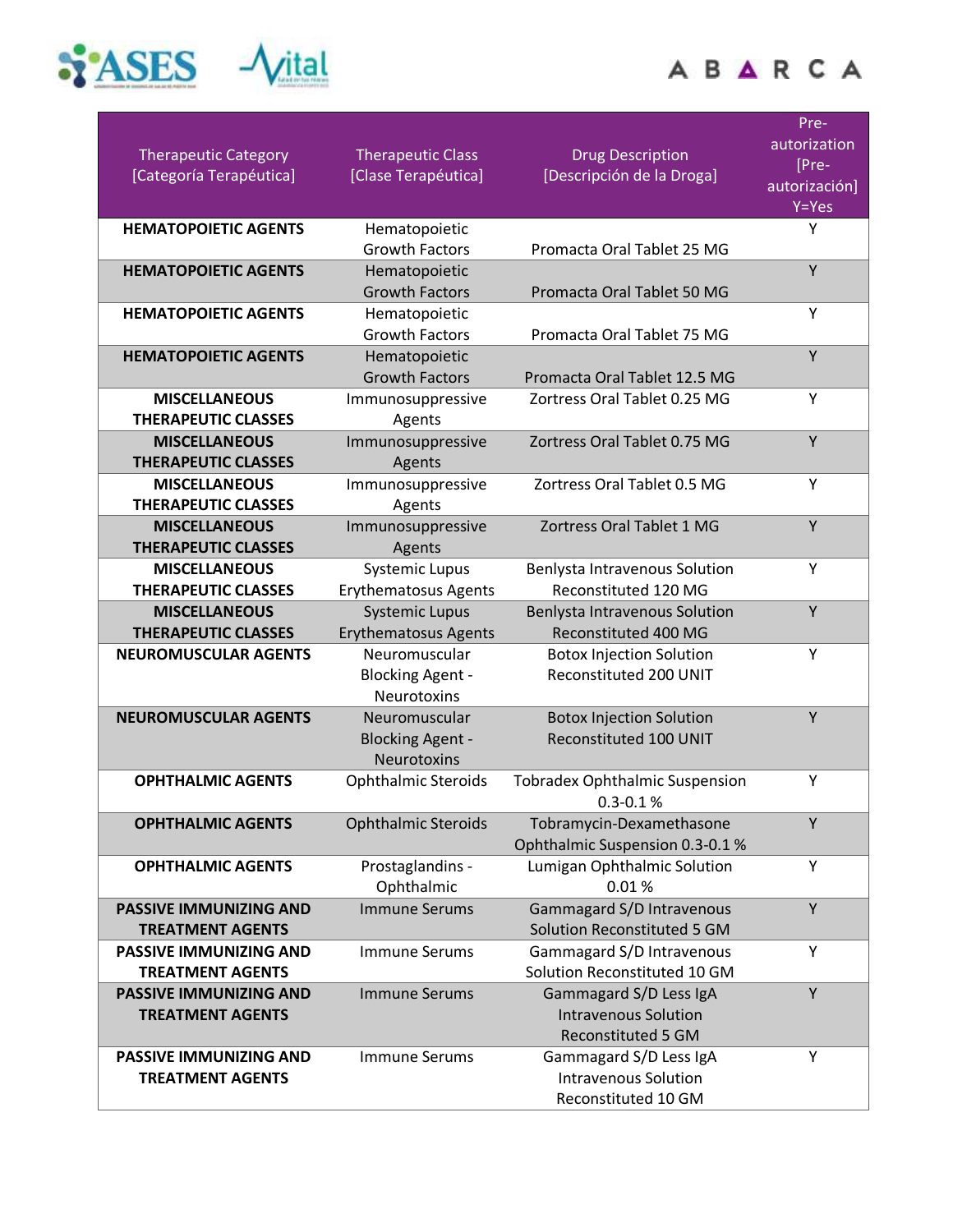| Therapeutic Category [Categoría Terapéutica] | Therapeutic Class [Clase Terapéutica] | Drug Description [Descripción de la Droga] | Pre-autorization [Pre-autorización] Y=Yes |
|---|---|---|---|
| **HEMATOPOIETIC AGENTS** | Hematopoietic Growth Factors | Promacta Oral Tablet 25 MG | Y |
| **HEMATOPOIETIC AGENTS** | Hematopoietic Growth Factors | Promacta Oral Tablet 50 MG | Y |
| **HEMATOPOIETIC AGENTS** | Hematopoietic Growth Factors | Promacta Oral Tablet 75 MG | Y |
| **HEMATOPOIETIC AGENTS** | Hematopoietic Growth Factors | Promacta Oral Tablet 12.5 MG | Y |
| **MISCELLANEOUS THERAPEUTIC CLASSES** | Immunosuppressive Agents | Zortress Oral Tablet 0.25 MG | Y |
| **MISCELLANEOUS THERAPEUTIC CLASSES** | Immunosuppressive Agents | Zortress Oral Tablet 0.75 MG | Y |
| **MISCELLANEOUS THERAPEUTIC CLASSES** | Immunosuppressive Agents | Zortress Oral Tablet 0.5 MG | Y |
| **MISCELLANEOUS THERAPEUTIC CLASSES** | Immunosuppressive Agents | Zortress Oral Tablet 1 MG | Y |
| **MISCELLANEOUS THERAPEUTIC CLASSES** | Systemic Lupus Erythematosus Agents | Benlysta Intravenous Solution Reconstituted 120 MG | Y |
| **MISCELLANEOUS THERAPEUTIC CLASSES** | Systemic Lupus Erythematosus Agents | Benlysta Intravenous Solution Reconstituted 400 MG | Y |
| **NEUROMUSCULAR AGENTS** | Neuromuscular Blocking Agent - Neurotoxins | Botox Injection Solution Reconstituted 200 UNIT | Y |
| **NEUROMUSCULAR AGENTS** | Neuromuscular Blocking Agent - Neurotoxins | Botox Injection Solution Reconstituted 100 UNIT | Y |
| **OPHTHALMIC AGENTS** | Ophthalmic Steroids | Tobradex Ophthalmic Suspension 0.3-0.1 % | Y |
| **OPHTHALMIC AGENTS** | Ophthalmic Steroids | Tobramycin-Dexamethasone Ophthalmic Suspension 0.3-0.1 % | Y |
| **OPHTHALMIC AGENTS** | Prostaglandins - Ophthalmic | Lumigan Ophthalmic Solution 0.01 % | Y |
| **PASSIVE IMMUNIZING AND TREATMENT AGENTS** | Immune Serums | Gammagard S/D Intravenous Solution Reconstituted 5 GM | Y |
| **PASSIVE IMMUNIZING AND TREATMENT AGENTS** | Immune Serums | Gammagard S/D Intravenous Solution Reconstituted 10 GM | Y |
| **PASSIVE IMMUNIZING AND TREATMENT AGENTS** | Immune Serums | Gammagard S/D Less IgA Intravenous Solution Reconstituted 5 GM | Y |
| **PASSIVE IMMUNIZING AND TREATMENT AGENTS** | Immune Serums | Gammagard S/D Less IgA Intravenous Solution Reconstituted 10 GM | Y |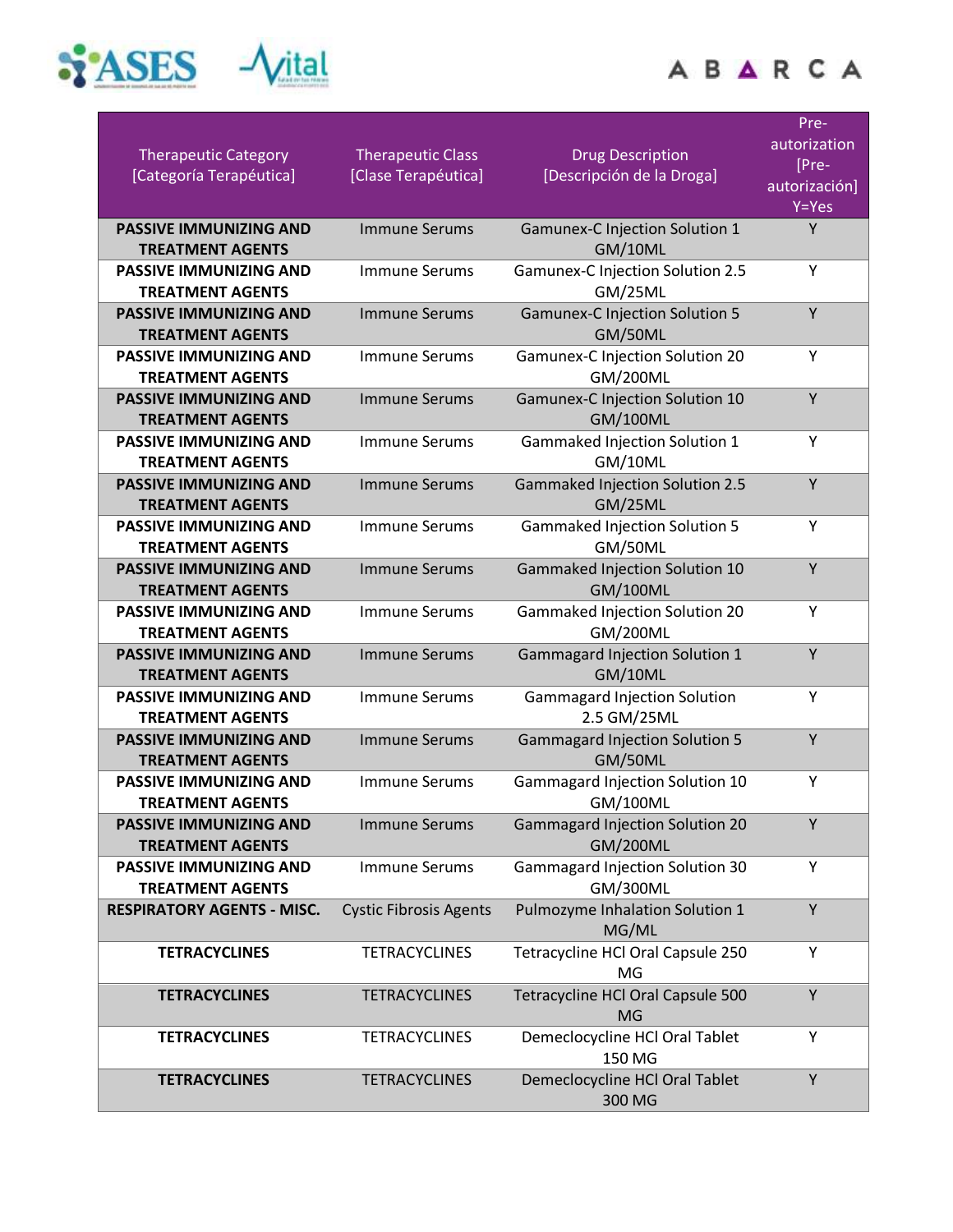| Therapeutic Category [Categoría Terapéutica] | Therapeutic Class [Clase Terapéutica] | Drug Description [Descripción de la Droga] | Pre-autorization [Pre-autorización] Y=Yes |
|---|---|---|---|
| **PASSIVE IMMUNIZING AND TREATMENT AGENTS** | Immune Serums | Gamunex-C Injection Solution 1 GM/10ML | Y |
| **PASSIVE IMMUNIZING AND TREATMENT AGENTS** | Immune Serums | Gamunex-C Injection Solution 2.5 GM/25ML | Y |
| **PASSIVE IMMUNIZING AND TREATMENT AGENTS** | Immune Serums | Gamunex-C Injection Solution 5 GM/50ML | Y |
| **PASSIVE IMMUNIZING AND TREATMENT AGENTS** | Immune Serums | Gamunex-C Injection Solution 20 GM/200ML | Y |
| **PASSIVE IMMUNIZING AND TREATMENT AGENTS** | Immune Serums | Gamunex-C Injection Solution 10 GM/100ML | Y |
| **PASSIVE IMMUNIZING AND TREATMENT AGENTS** | Immune Serums | Gammaked Injection Solution 1 GM/10ML | Y |
| **PASSIVE IMMUNIZING AND TREATMENT AGENTS** | Immune Serums | Gammaked Injection Solution 2.5 GM/25ML | Y |
| **PASSIVE IMMUNIZING AND TREATMENT AGENTS** | Immune Serums | Gammaked Injection Solution 5 GM/50ML | Y |
| **PASSIVE IMMUNIZING AND TREATMENT AGENTS** | Immune Serums | Gammaked Injection Solution 10 GM/100ML | Y |
| **PASSIVE IMMUNIZING AND TREATMENT AGENTS** | Immune Serums | Gammaked Injection Solution 20 GM/200ML | Y |
| **PASSIVE IMMUNIZING AND TREATMENT AGENTS** | Immune Serums | Gammagard Injection Solution 1 GM/10ML | Y |
| **PASSIVE IMMUNIZING AND TREATMENT AGENTS** | Immune Serums | Gammagard Injection Solution 2.5 GM/25ML | Y |
| **PASSIVE IMMUNIZING AND TREATMENT AGENTS** | Immune Serums | Gammagard Injection Solution 5 GM/50ML | Y |
| **PASSIVE IMMUNIZING AND TREATMENT AGENTS** | Immune Serums | Gammagard Injection Solution 10 GM/100ML | Y |
| **PASSIVE IMMUNIZING AND TREATMENT AGENTS** | Immune Serums | Gammagard Injection Solution 20 GM/200ML | Y |
| **PASSIVE IMMUNIZING AND TREATMENT AGENTS** | Immune Serums | Gammagard Injection Solution 30 GM/300ML | Y |
| **RESPIRATORY AGENTS - MISC.** | Cystic Fibrosis Agents | Pulmozyme Inhalation Solution 1 MG/ML | Y |
| **TETRACYCLINES** | TETRACYCLINES | Tetracycline HCl Oral Capsule 250 MG | Y |
| **TETRACYCLINES** | TETRACYCLINES | Tetracycline HCl Oral Capsule 500 MG | Y |
| **TETRACYCLINES** | TETRACYCLINES | Demeclocycline HCl Oral Tablet 150 MG | Y |
| **TETRACYCLINES** | TETRACYCLINES | Demeclocycline HCl Oral Tablet 300 MG | Y |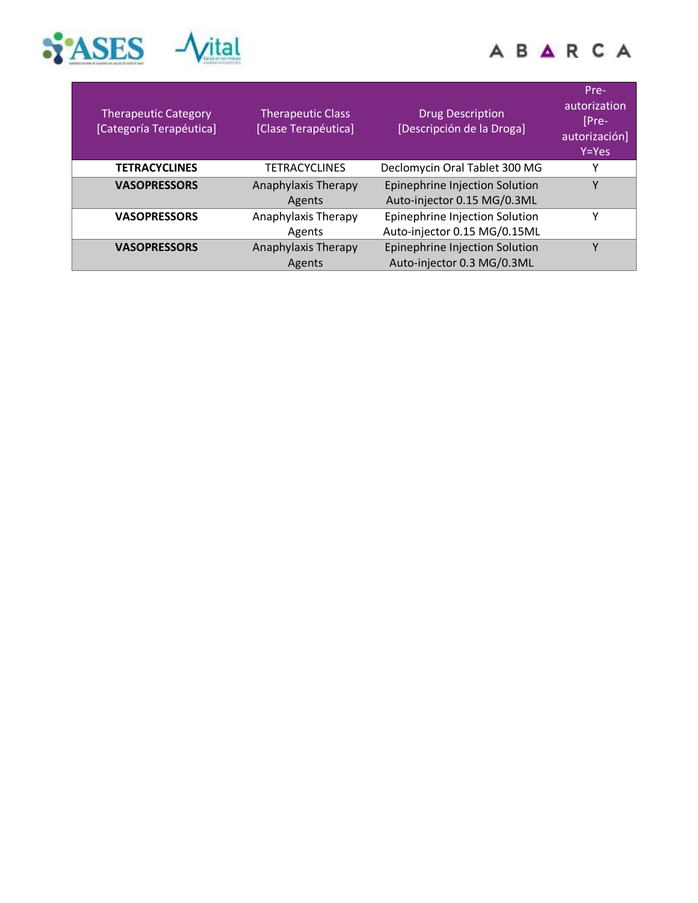| Therapeutic Category [Categoría Terapéutica] | Therapeutic Class [Clase Terapéutica] | Drug Description [Descripción de la Droga] | Pre-autorization [Pre-autorización] Y=Yes |
|---|---|---|---|
| **TETRACYCLINES** | TETRACYCLINES | Declomycin Oral Tablet 300 MG | Y |
| **VASOPRESSORS** | Anaphylaxis Therapy Agents | Epinephrine Injection Solution Auto-injector 0.15 MG/0.3ML | Y |
| **VASOPRESSORS** | Anaphylaxis Therapy Agents | Epinephrine Injection Solution Auto-injector 0.15 MG/0.15ML | Y |
| **VASOPRESSORS** | Anaphylaxis Therapy Agents | Epinephrine Injection Solution Auto-injector 0.3 MG/0.3ML | Y |